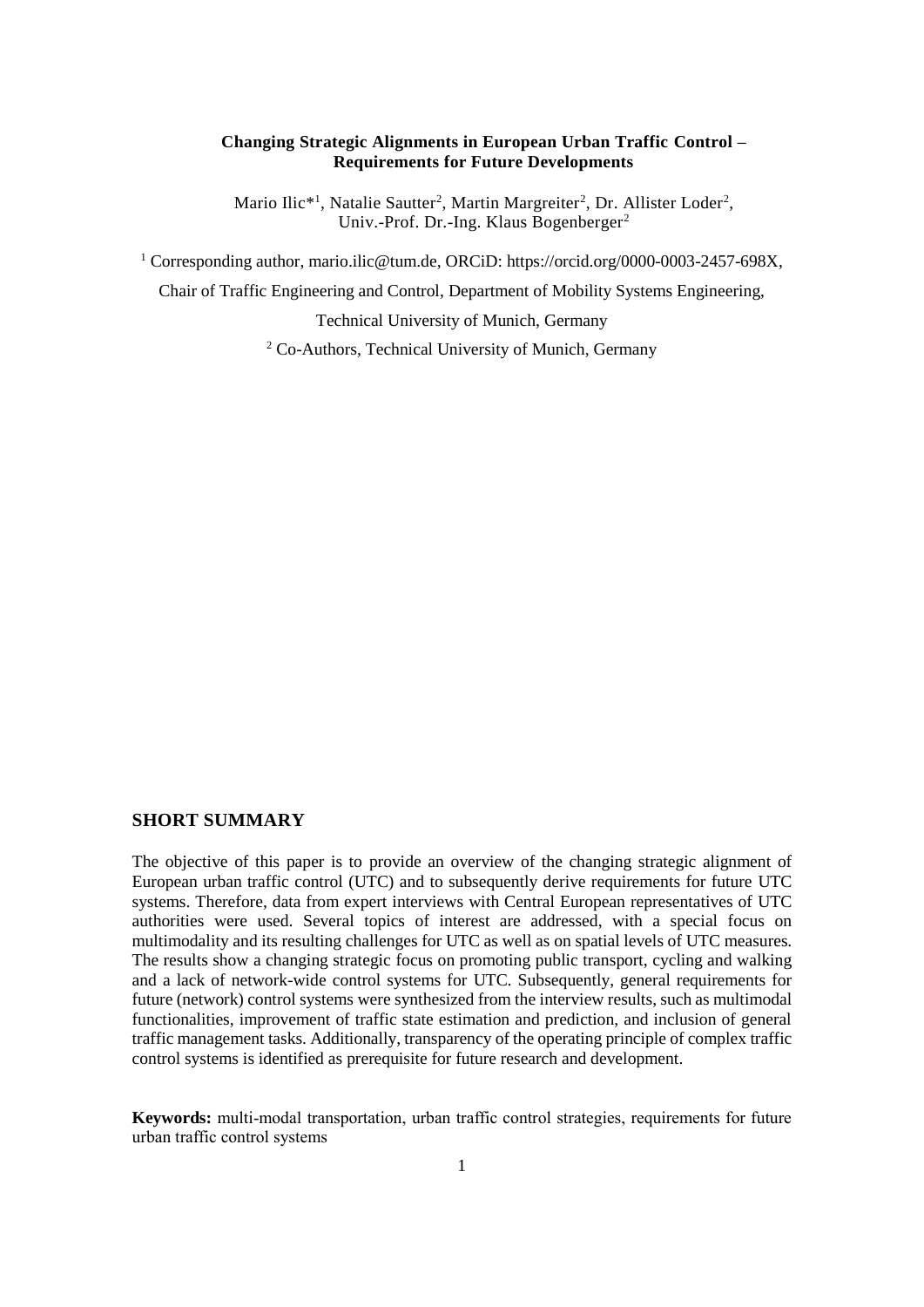# Changing Strategic Alignments in European Urban Traffic Control – Requirements for Future Developments

Mario Ilic*[1], Natalie Sautter[2], Martin Margreiter[2], Dr. Allister Loder[2], Univ.-Prof. Dr.-Ing. Klaus Bogenberger[2]

[1] Corresponding author, mario.ilic@tum.de, ORCiD: https://orcid.org/0000-0003-2457-698X, Chair of Traffic Engineering and Control, Department of Mobility Systems Engineering, Technical University of Munich, Germany

[2] Co-Authors, Technical University of Munich, Germany

## SHORT SUMMARY

The objective of this paper is to provide an overview of the changing strategic alignment of European urban traffic control (UTC) and to subsequently derive requirements for future UTC systems. Therefore, data from expert interviews with Central European representatives of UTC authorities were used. Several topics of interest are addressed, with a special focus on multimodality and its resulting challenges for UTC as well as on spatial levels of UTC measures. The results show a changing strategic focus on promoting public transport, cycling and walking and a lack of network-wide control systems for UTC. Subsequently, general requirements for future (network) control systems were synthesized from the interview results, such as multimodal functionalities, improvement of traffic state estimation and prediction, and inclusion of general traffic management tasks. Additionally, transparency of the operating principle of complex traffic control systems is identified as prerequisite for future research and development.

**Keywords:** multi-modal transportation, urban traffic control strategies, requirements for future urban traffic control systems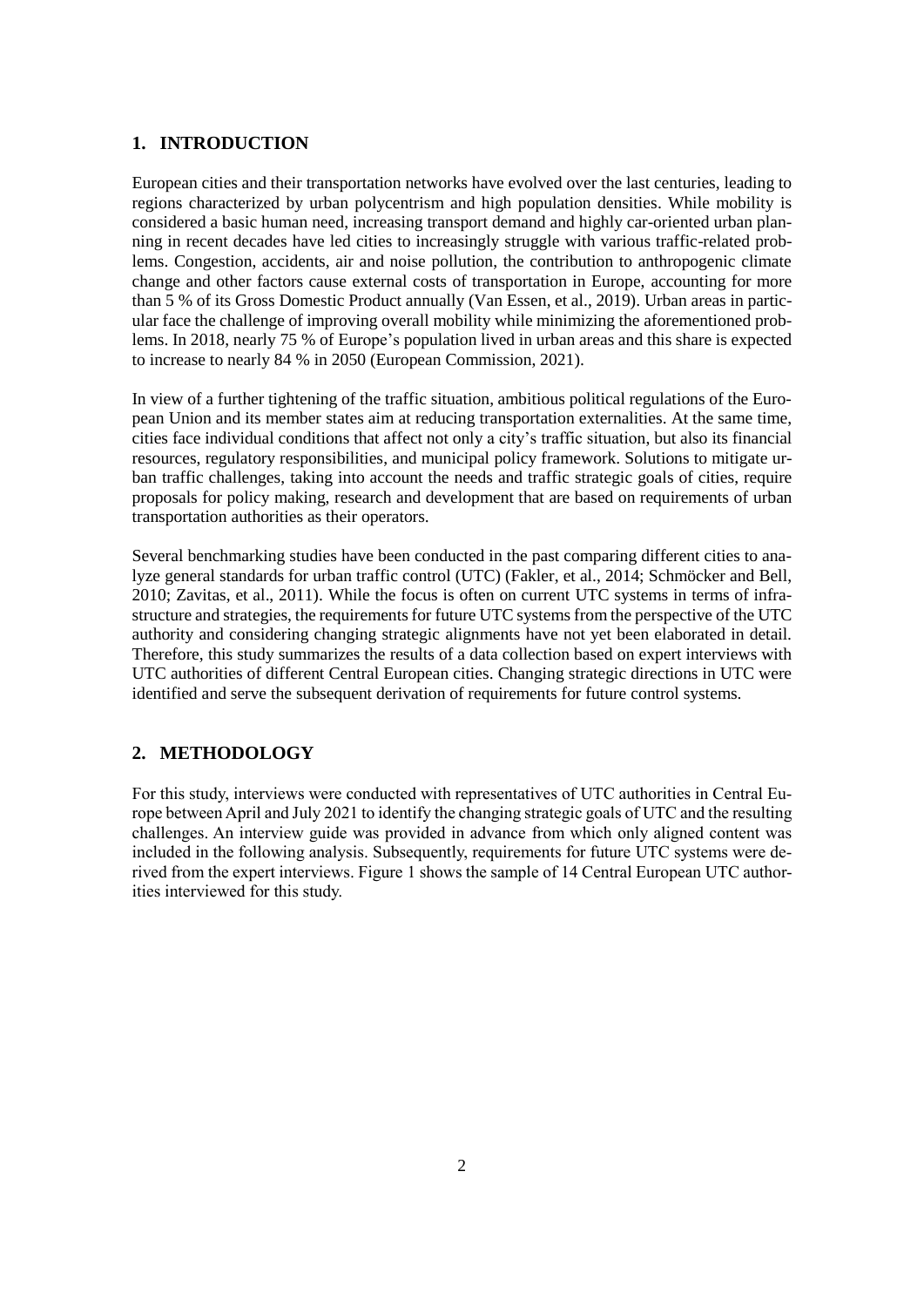## 1. INTRODUCTION

European cities and their transportation networks have evolved over the last centuries, leading to regions characterized by urban polycentrism and high population densities. While mobility is considered a basic human need, increasing transport demand and highly car-oriented urban planning in recent decades have led cities to increasingly struggle with various traffic-related problems. Congestion, accidents, air and noise pollution, the contribution to anthropogenic climate change and other factors cause external costs of transportation in Europe, accounting for more than 5 % of its Gross Domestic Product annually (Van Essen, et al., 2019). Urban areas in particular face the challenge of improving overall mobility while minimizing the aforementioned problems. In 2018, nearly 75 % of Europe's population lived in urban areas and this share is expected to increase to nearly 84 % in 2050 (European Commission, 2021).

In view of a further tightening of the traffic situation, ambitious political regulations of the European Union and its member states aim at reducing transportation externalities. At the same time, cities face individual conditions that affect not only a city's traffic situation, but also its financial resources, regulatory responsibilities, and municipal policy framework. Solutions to mitigate urban traffic challenges, taking into account the needs and traffic strategic goals of cities, require proposals for policy making, research and development that are based on requirements of urban transportation authorities as their operators.

Several benchmarking studies have been conducted in the past comparing different cities to analyze general standards for urban traffic control (UTC) (Fakler, et al., 2014; Schmöcker and Bell, 2010; Zavitas, et al., 2011). While the focus is often on current UTC systems in terms of infrastructure and strategies, the requirements for future UTC systems from the perspective of the UTC authority and considering changing strategic alignments have not yet been elaborated in detail. Therefore, this study summarizes the results of a data collection based on expert interviews with UTC authorities of different Central European cities. Changing strategic directions in UTC were identified and serve the subsequent derivation of requirements for future control systems.

## 2. METHODOLOGY

For this study, interviews were conducted with representatives of UTC authorities in Central Europe between April and July 2021 to identify the changing strategic goals of UTC and the resulting challenges. An interview guide was provided in advance from which only aligned content was included in the following analysis. Subsequently, requirements for future UTC systems were derived from the expert interviews. Figure 1 shows the sample of 14 Central European UTC authorities interviewed for this study.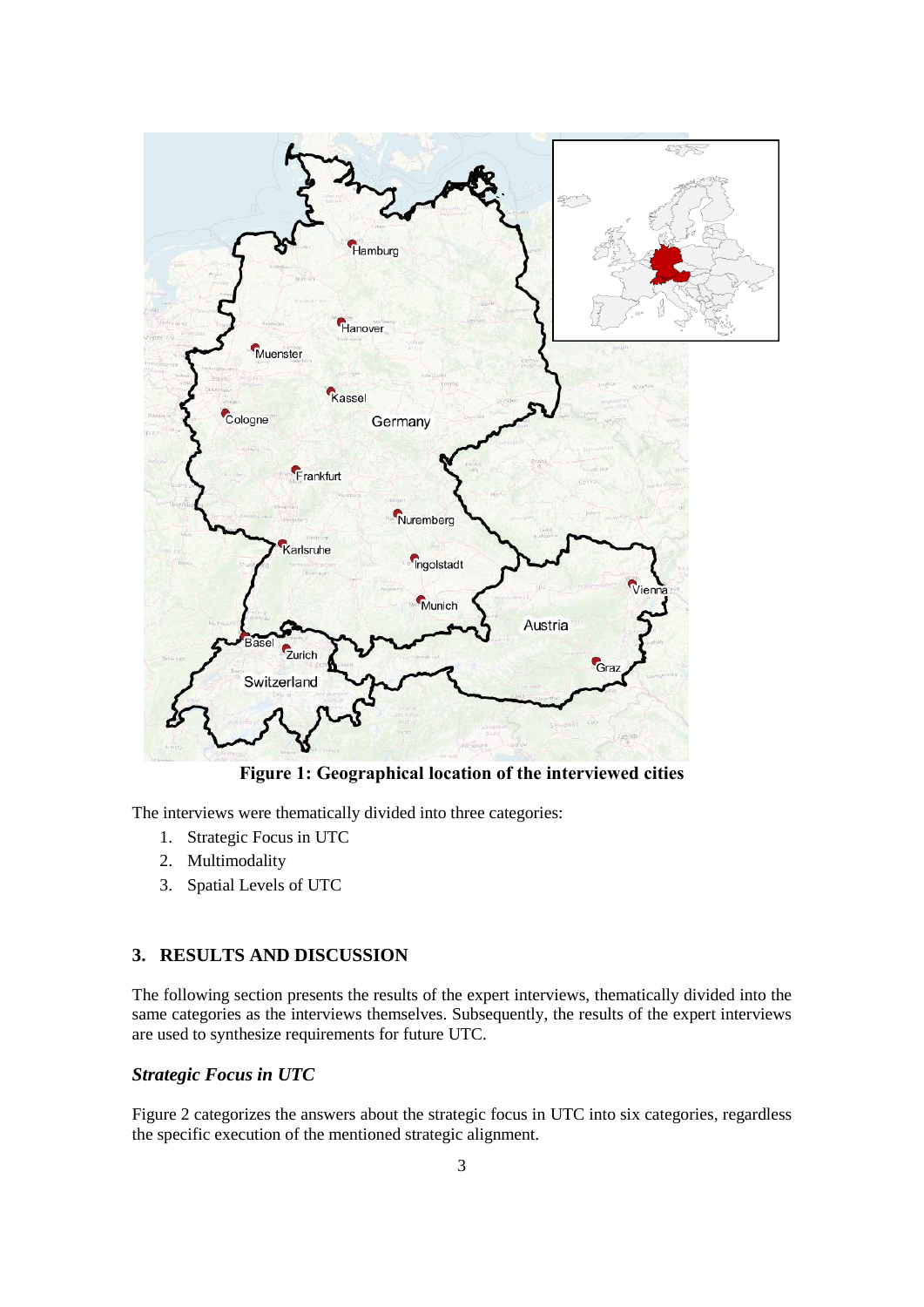**Figure 1: Geographical location of the interviewed cities**

The interviews were thematically divided into three categories:

1. Strategic Focus in UTC
2. Multimodality
3. Spatial Levels of UTC

## 3. RESULTS AND DISCUSSION

The following section presents the results of the expert interviews, thematically divided into the same categories as the interviews themselves. Subsequently, the results of the expert interviews are used to synthesize requirements for future UTC.

### *Strategic Focus in UTC*

Figure 2 categorizes the answers about the strategic focus in UTC into six categories, regardless the specific execution of the mentioned strategic alignment.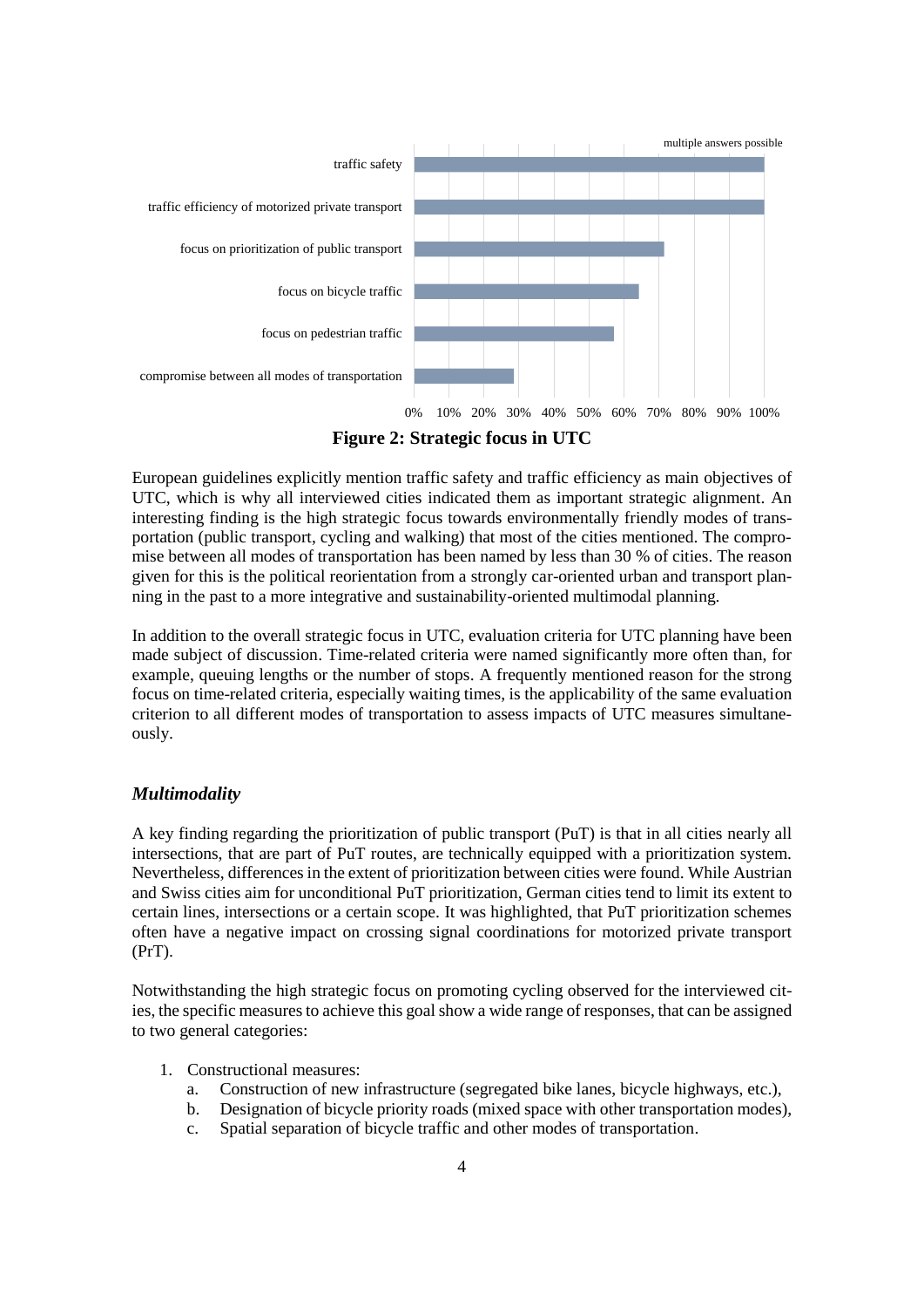**Figure 2: Strategic focus in UTC**

European guidelines explicitly mention traffic safety and traffic efficiency as main objectives of UTC, which is why all interviewed cities indicated them as important strategic alignment. An interesting finding is the high strategic focus towards environmentally friendly modes of transportation (public transport, cycling and walking) that most of the cities mentioned. The compromise between all modes of transportation has been named by less than 30 % of cities. The reason given for this is the political reorientation from a strongly car-oriented urban and transport planning in the past to a more integrative and sustainability-oriented multimodal planning.

In addition to the overall strategic focus in UTC, evaluation criteria for UTC planning have been made subject of discussion. Time-related criteria were named significantly more often than, for example, queuing lengths or the number of stops. A frequently mentioned reason for the strong focus on time-related criteria, especially waiting times, is the applicability of the same evaluation criterion to all different modes of transportation to assess impacts of UTC measures simultaneously.

### *Multimodality*

A key finding regarding the prioritization of public transport (PuT) is that in all cities nearly all intersections, that are part of PuT routes, are technically equipped with a prioritization system. Nevertheless, differences in the extent of prioritization between cities were found. While Austrian and Swiss cities aim for unconditional PuT prioritization, German cities tend to limit its extent to certain lines, intersections or a certain scope. It was highlighted, that PuT prioritization schemes often have a negative impact on crossing signal coordinations for motorized private transport (PrT).

Notwithstanding the high strategic focus on promoting cycling observed for the interviewed cities, the specific measures to achieve this goal show a wide range of responses, that can be assigned to two general categories:

1. Constructional measures:
   a. Construction of new infrastructure (segregated bike lanes, bicycle highways, etc.),
   b. Designation of bicycle priority roads (mixed space with other transportation modes),
   c. Spatial separation of bicycle traffic and other modes of transportation.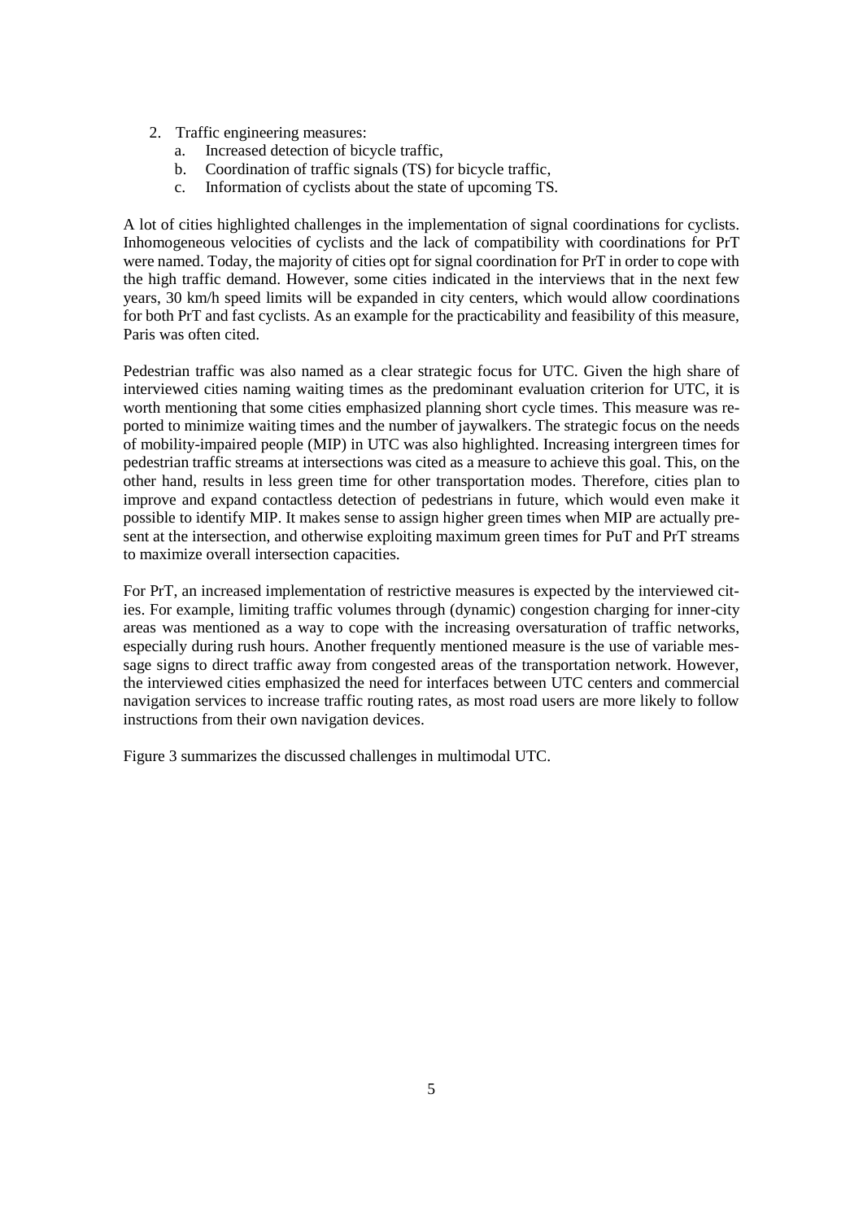2. Traffic engineering measures:
    a. Increased detection of bicycle traffic,
    b. Coordination of traffic signals (TS) for bicycle traffic,
    c. Information of cyclists about the state of upcoming TS.

A lot of cities highlighted challenges in the implementation of signal coordinations for cyclists. Inhomogeneous velocities of cyclists and the lack of compatibility with coordinations for PrT were named. Today, the majority of cities opt for signal coordination for PrT in order to cope with the high traffic demand. However, some cities indicated in the interviews that in the next few years, 30 km/h speed limits will be expanded in city centers, which would allow coordinations for both PrT and fast cyclists. As an example for the practicability and feasibility of this measure, Paris was often cited.

Pedestrian traffic was also named as a clear strategic focus for UTC. Given the high share of interviewed cities naming waiting times as the predominant evaluation criterion for UTC, it is worth mentioning that some cities emphasized planning short cycle times. This measure was reported to minimize waiting times and the number of jaywalkers. The strategic focus on the needs of mobility-impaired people (MIP) in UTC was also highlighted. Increasing intergreen times for pedestrian traffic streams at intersections was cited as a measure to achieve this goal. This, on the other hand, results in less green time for other transportation modes. Therefore, cities plan to improve and expand contactless detection of pedestrians in future, which would even make it possible to identify MIP. It makes sense to assign higher green times when MIP are actually present at the intersection, and otherwise exploiting maximum green times for PuT and PrT streams to maximize overall intersection capacities.

For PrT, an increased implementation of restrictive measures is expected by the interviewed cities. For example, limiting traffic volumes through (dynamic) congestion charging for inner-city areas was mentioned as a way to cope with the increasing oversaturation of traffic networks, especially during rush hours. Another frequently mentioned measure is the use of variable message signs to direct traffic away from congested areas of the transportation network. However, the interviewed cities emphasized the need for interfaces between UTC centers and commercial navigation services to increase traffic routing rates, as most road users are more likely to follow instructions from their own navigation devices.

Figure 3 summarizes the discussed challenges in multimodal UTC.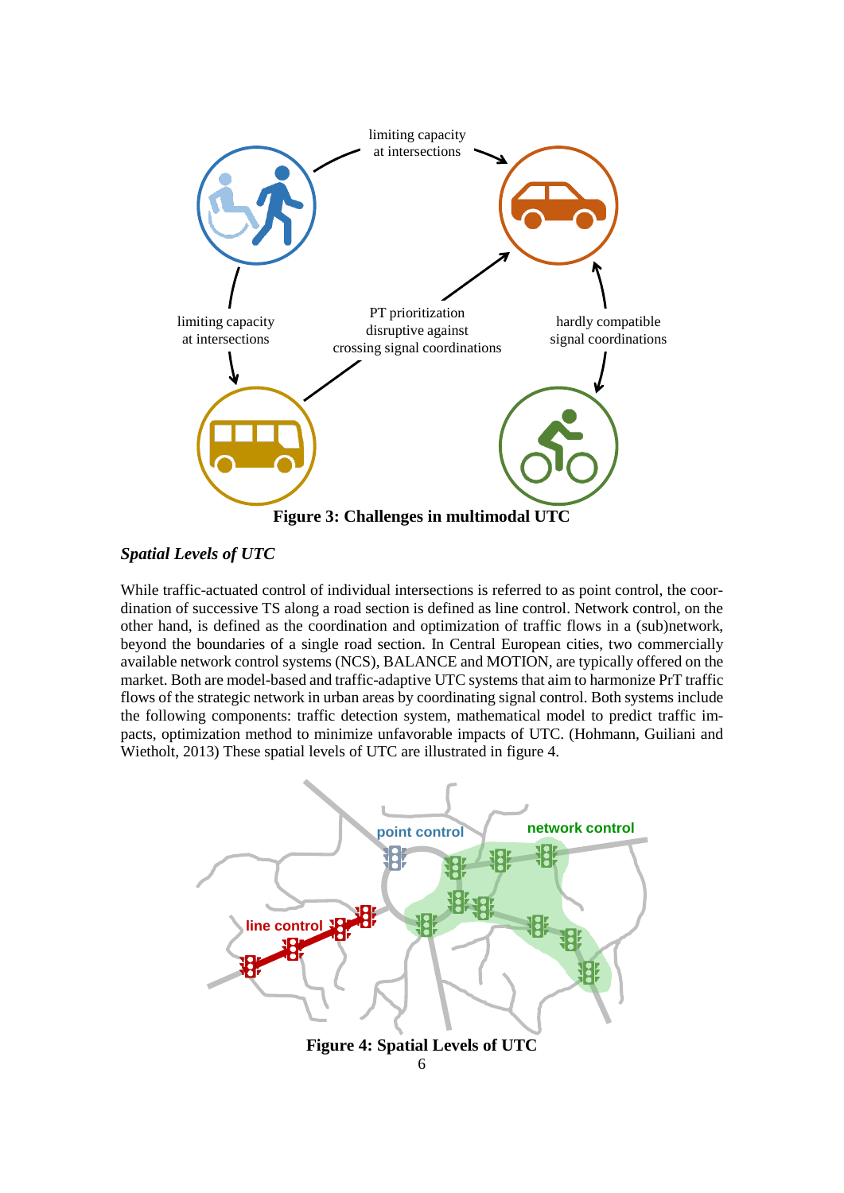**Figure 3: Challenges in multimodal UTC**

### *Spatial Levels of UTC*

While traffic-actuated control of individual intersections is referred to as point control, the coordination of successive TS along a road section is defined as line control. Network control, on the other hand, is defined as the coordination and optimization of traffic flows in a (sub)network, beyond the boundaries of a single road section. In Central European cities, two commercially available network control systems (NCS), BALANCE and MOTION, are typically offered on the market. Both are model-based and traffic-adaptive UTC systems that aim to harmonize PrT traffic flows of the strategic network in urban areas by coordinating signal control. Both systems include the following components: traffic detection system, mathematical model to predict traffic impacts, optimization method to minimize unfavorable impacts of UTC. (Hohmann, Guiliani and Wietholt, 2013) These spatial levels of UTC are illustrated in figure 4.

**Figure 4: Spatial Levels of UTC**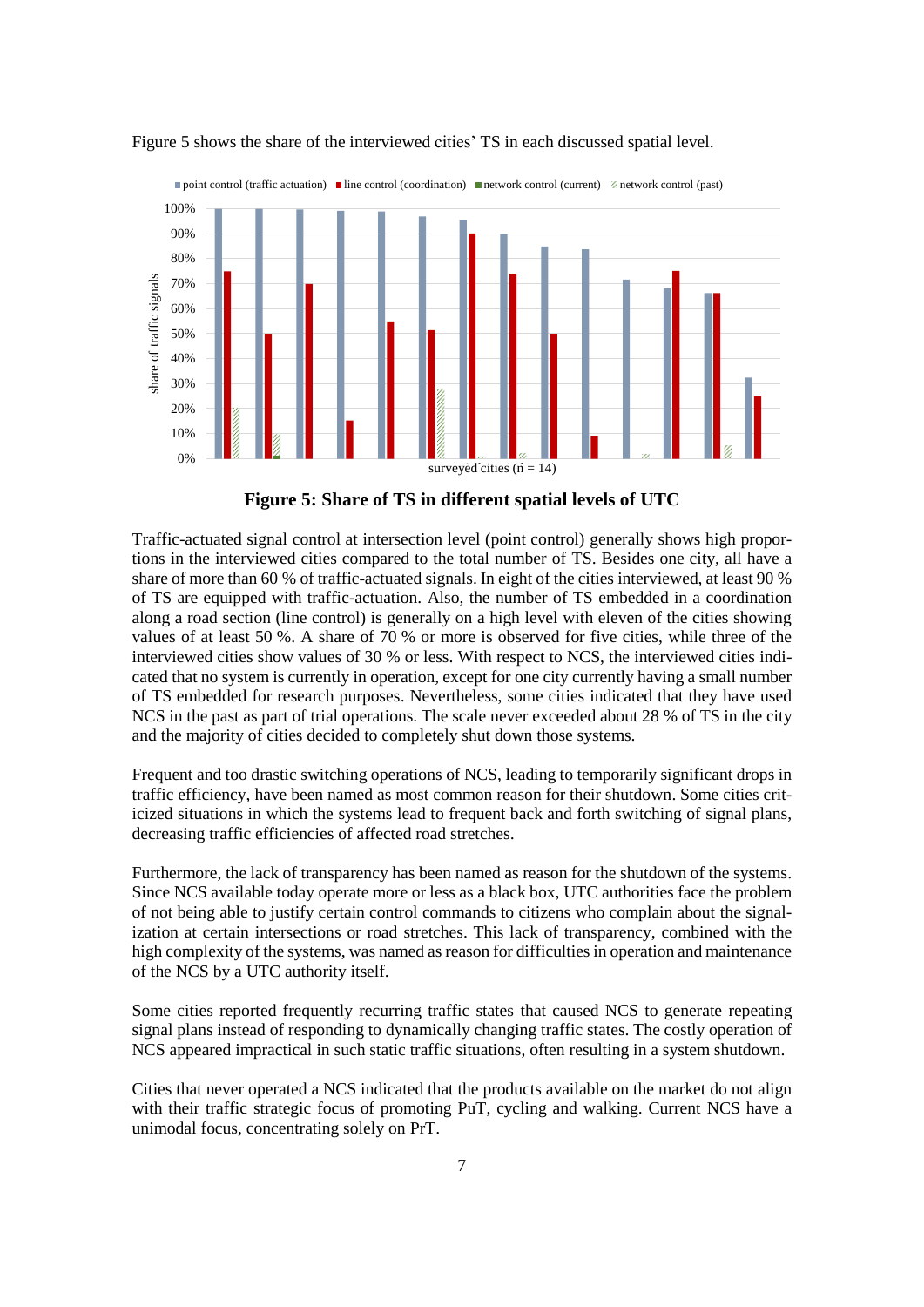Figure 5 shows the share of the interviewed cities' TS in each discussed spatial level.

**Figure 5: Share of TS in different spatial levels of UTC**

Traffic-actuated signal control at intersection level (point control) generally shows high proportions in the interviewed cities compared to the total number of TS. Besides one city, all have a share of more than 60 % of traffic-actuated signals. In eight of the cities interviewed, at least 90 % of TS are equipped with traffic-actuation. Also, the number of TS embedded in a coordination along a road section (line control) is generally on a high level with eleven of the cities showing values of at least 50 %. A share of 70 % or more is observed for five cities, while three of the interviewed cities show values of 30 % or less. With respect to NCS, the interviewed cities indicated that no system is currently in operation, except for one city currently having a small number of TS embedded for research purposes. Nevertheless, some cities indicated that they have used NCS in the past as part of trial operations. The scale never exceeded about 28 % of TS in the city and the majority of cities decided to completely shut down those systems.

Frequent and too drastic switching operations of NCS, leading to temporarily significant drops in traffic efficiency, have been named as most common reason for their shutdown. Some cities criticized situations in which the systems lead to frequent back and forth switching of signal plans, decreasing traffic efficiencies of affected road stretches.

Furthermore, the lack of transparency has been named as reason for the shutdown of the systems. Since NCS available today operate more or less as a black box, UTC authorities face the problem of not being able to justify certain control commands to citizens who complain about the signalization at certain intersections or road stretches. This lack of transparency, combined with the high complexity of the systems, was named as reason for difficulties in operation and maintenance of the NCS by a UTC authority itself.

Some cities reported frequently recurring traffic states that caused NCS to generate repeating signal plans instead of responding to dynamically changing traffic states. The costly operation of NCS appeared impractical in such static traffic situations, often resulting in a system shutdown.

Cities that never operated a NCS indicated that the products available on the market do not align with their traffic strategic focus of promoting PuT, cycling and walking. Current NCS have a unimodal focus, concentrating solely on PrT.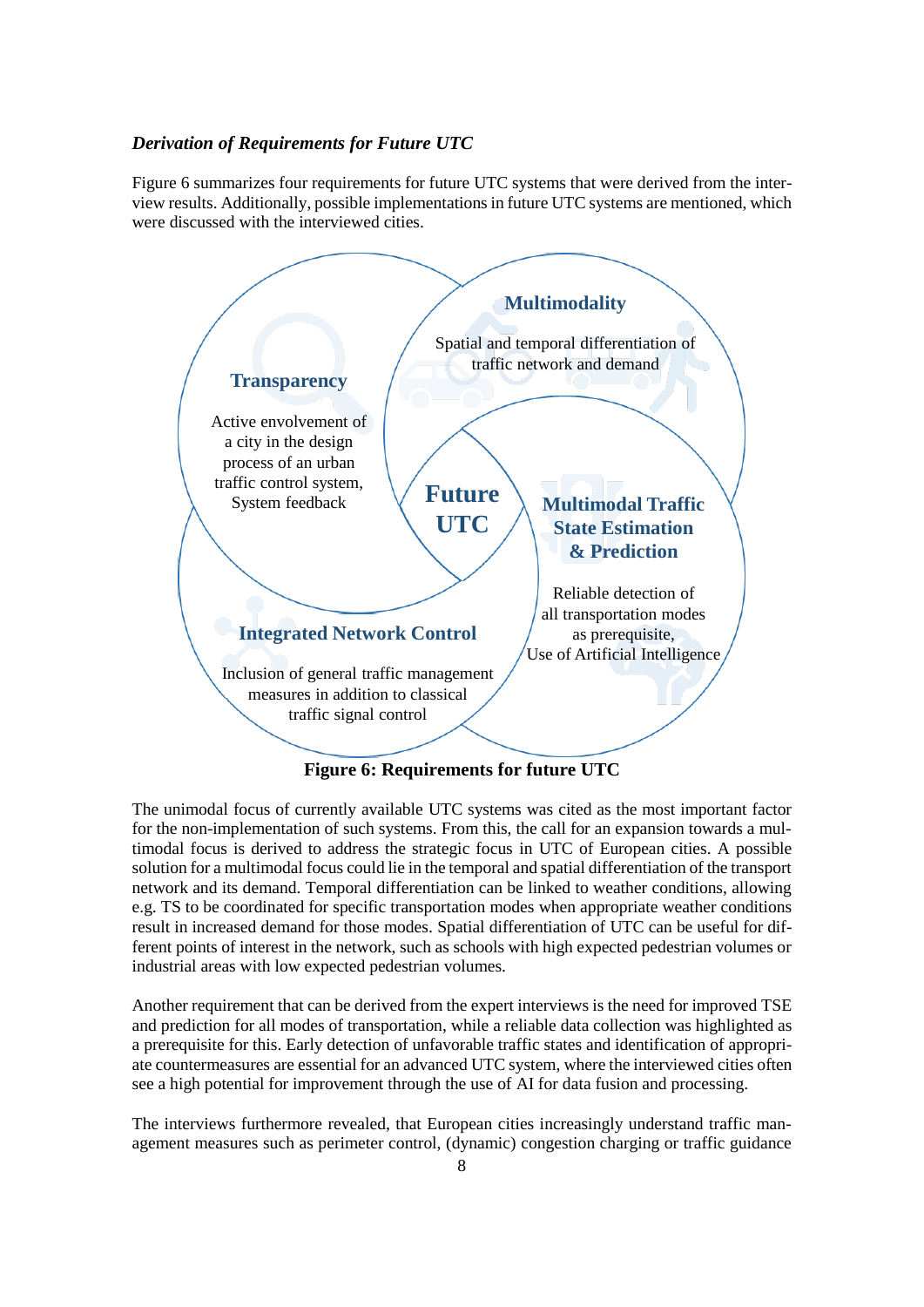### *Derivation of Requirements for Future UTC*

Figure 6 summarizes four requirements for future UTC systems that were derived from the interview results. Additionally, possible implementations in future UTC systems are mentioned, which were discussed with the interviewed cities.

**Multimodality**

Spatial and temporal differentiation of traffic network and demand

**Transparency**

Active envolvement of a city in the design process of an urban traffic control system, System feedback

**Future UTC**

**Multimodal Traffic State Estimation & Prediction**

Reliable detection of all transportation modes as prerequisite, Use of Artificial Intelligence

**Integrated Network Control**

Inclusion of general traffic management measures in addition to classical traffic signal control

**Figure 6: Requirements for future UTC**

The unimodal focus of currently available UTC systems was cited as the most important factor for the non-implementation of such systems. From this, the call for an expansion towards a multimodal focus is derived to address the strategic focus in UTC of European cities. A possible solution for a multimodal focus could lie in the temporal and spatial differentiation of the transport network and its demand. Temporal differentiation can be linked to weather conditions, allowing e.g. TS to be coordinated for specific transportation modes when appropriate weather conditions result in increased demand for those modes. Spatial differentiation of UTC can be useful for different points of interest in the network, such as schools with high expected pedestrian volumes or industrial areas with low expected pedestrian volumes.

Another requirement that can be derived from the expert interviews is the need for improved TSE and prediction for all modes of transportation, while a reliable data collection was highlighted as a prerequisite for this. Early detection of unfavorable traffic states and identification of appropriate countermeasures are essential for an advanced UTC system, where the interviewed cities often see a high potential for improvement through the use of AI for data fusion and processing.

The interviews furthermore revealed, that European cities increasingly understand traffic management measures such as perimeter control, (dynamic) congestion charging or traffic guidance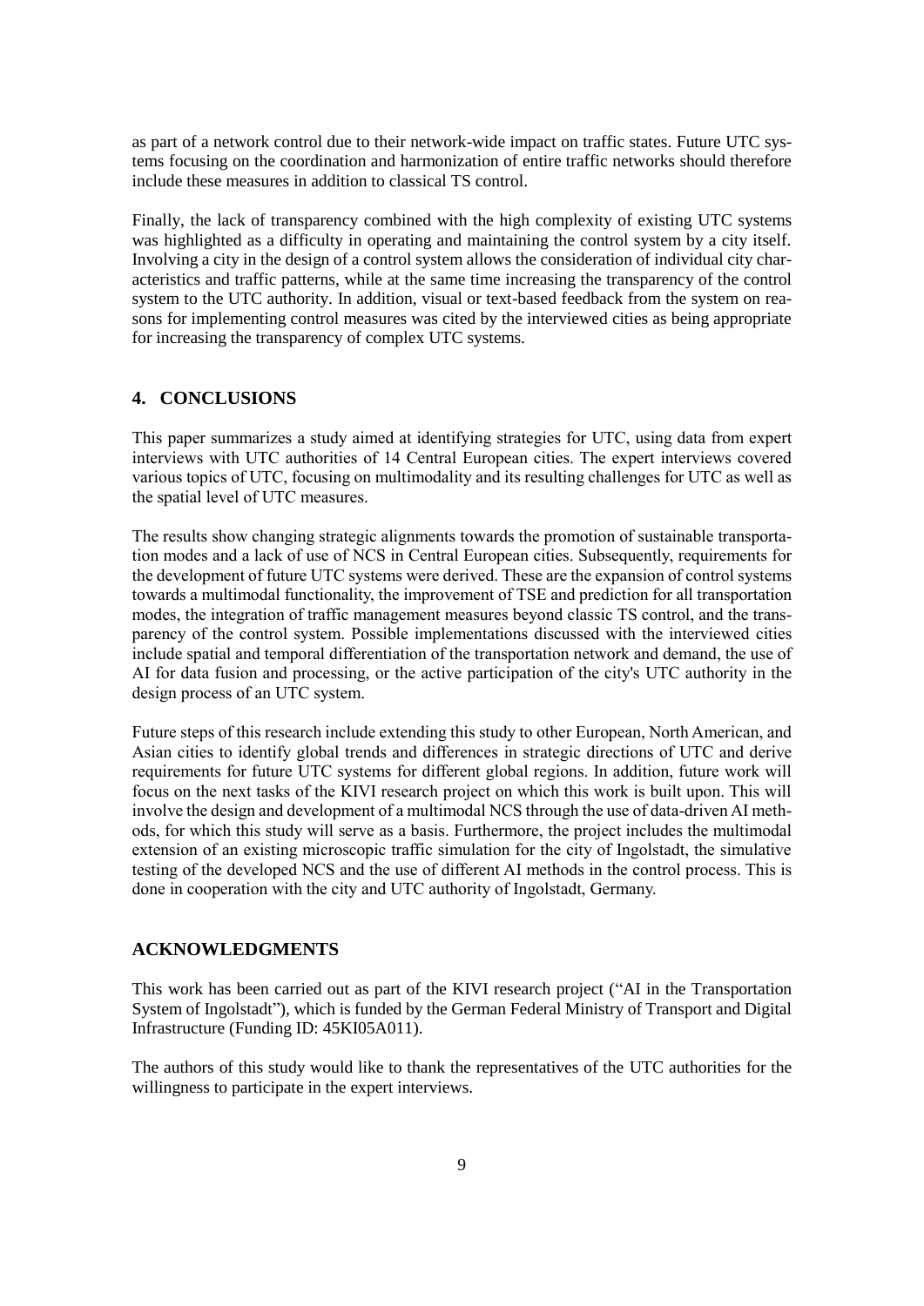as part of a network control due to their network-wide impact on traffic states. Future UTC systems focusing on the coordination and harmonization of entire traffic networks should therefore include these measures in addition to classical TS control.

Finally, the lack of transparency combined with the high complexity of existing UTC systems was highlighted as a difficulty in operating and maintaining the control system by a city itself. Involving a city in the design of a control system allows the consideration of individual city characteristics and traffic patterns, while at the same time increasing the transparency of the control system to the UTC authority. In addition, visual or text-based feedback from the system on reasons for implementing control measures was cited by the interviewed cities as being appropriate for increasing the transparency of complex UTC systems.

## 4. CONCLUSIONS

This paper summarizes a study aimed at identifying strategies for UTC, using data from expert interviews with UTC authorities of 14 Central European cities. The expert interviews covered various topics of UTC, focusing on multimodality and its resulting challenges for UTC as well as the spatial level of UTC measures.

The results show changing strategic alignments towards the promotion of sustainable transportation modes and a lack of use of NCS in Central European cities. Subsequently, requirements for the development of future UTC systems were derived. These are the expansion of control systems towards a multimodal functionality, the improvement of TSE and prediction for all transportation modes, the integration of traffic management measures beyond classic TS control, and the transparency of the control system. Possible implementations discussed with the interviewed cities include spatial and temporal differentiation of the transportation network and demand, the use of AI for data fusion and processing, or the active participation of the city's UTC authority in the design process of an UTC system.

Future steps of this research include extending this study to other European, North American, and Asian cities to identify global trends and differences in strategic directions of UTC and derive requirements for future UTC systems for different global regions. In addition, future work will focus on the next tasks of the KIVI research project on which this work is built upon. This will involve the design and development of a multimodal NCS through the use of data-driven AI methods, for which this study will serve as a basis. Furthermore, the project includes the multimodal extension of an existing microscopic traffic simulation for the city of Ingolstadt, the simulative testing of the developed NCS and the use of different AI methods in the control process. This is done in cooperation with the city and UTC authority of Ingolstadt, Germany.

## ACKNOWLEDGMENTS

This work has been carried out as part of the KIVI research project ("AI in the Transportation System of Ingolstadt"), which is funded by the German Federal Ministry of Transport and Digital Infrastructure (Funding ID: 45KI05A011).

The authors of this study would like to thank the representatives of the UTC authorities for the willingness to participate in the expert interviews.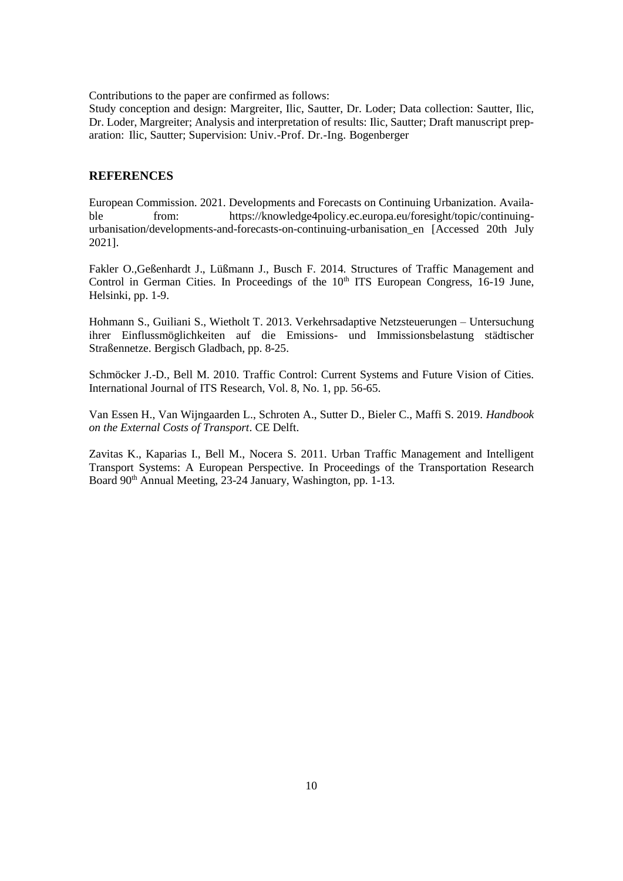Contributions to the paper are confirmed as follows:
Study conception and design: Margreiter, Ilic, Sautter, Dr. Loder; Data collection: Sautter, Ilic, Dr. Loder, Margreiter; Analysis and interpretation of results: Ilic, Sautter; Draft manuscript preparation: Ilic, Sautter; Supervision: Univ.-Prof. Dr.-Ing. Bogenberger

## REFERENCES

European Commission. 2021. Developments and Forecasts on Continuing Urbanization. Available from: https://knowledge4policy.ec.europa.eu/foresight/topic/continuing-urbanisation/developments-and-forecasts-on-continuing-urbanisation_en [Accessed 20th July 2021].

Fakler O.,Geßenhardt J., Lüßmann J., Busch F. 2014. Structures of Traffic Management and Control in German Cities. In Proceedings of the 10th ITS European Congress, 16-19 June, Helsinki, pp. 1-9.

Hohmann S., Guiliani S., Wietholt T. 2013. Verkehrsadaptive Netzsteuerungen – Untersuchung ihrer Einflussmöglichkeiten auf die Emissions- und Immissionsbelastung städtischer Straßennetze. Bergisch Gladbach, pp. 8-25.

Schmöcker J.-D., Bell M. 2010. Traffic Control: Current Systems and Future Vision of Cities. International Journal of ITS Research, Vol. 8, No. 1, pp. 56-65.

Van Essen H., Van Wijngaarden L., Schroten A., Sutter D., Bieler C., Maffi S. 2019. *Handbook on the External Costs of Transport*. CE Delft.

Zavitas K., Kaparias I., Bell M., Nocera S. 2011. Urban Traffic Management and Intelligent Transport Systems: A European Perspective. In Proceedings of the Transportation Research Board 90th Annual Meeting, 23-24 January, Washington, pp. 1-13.